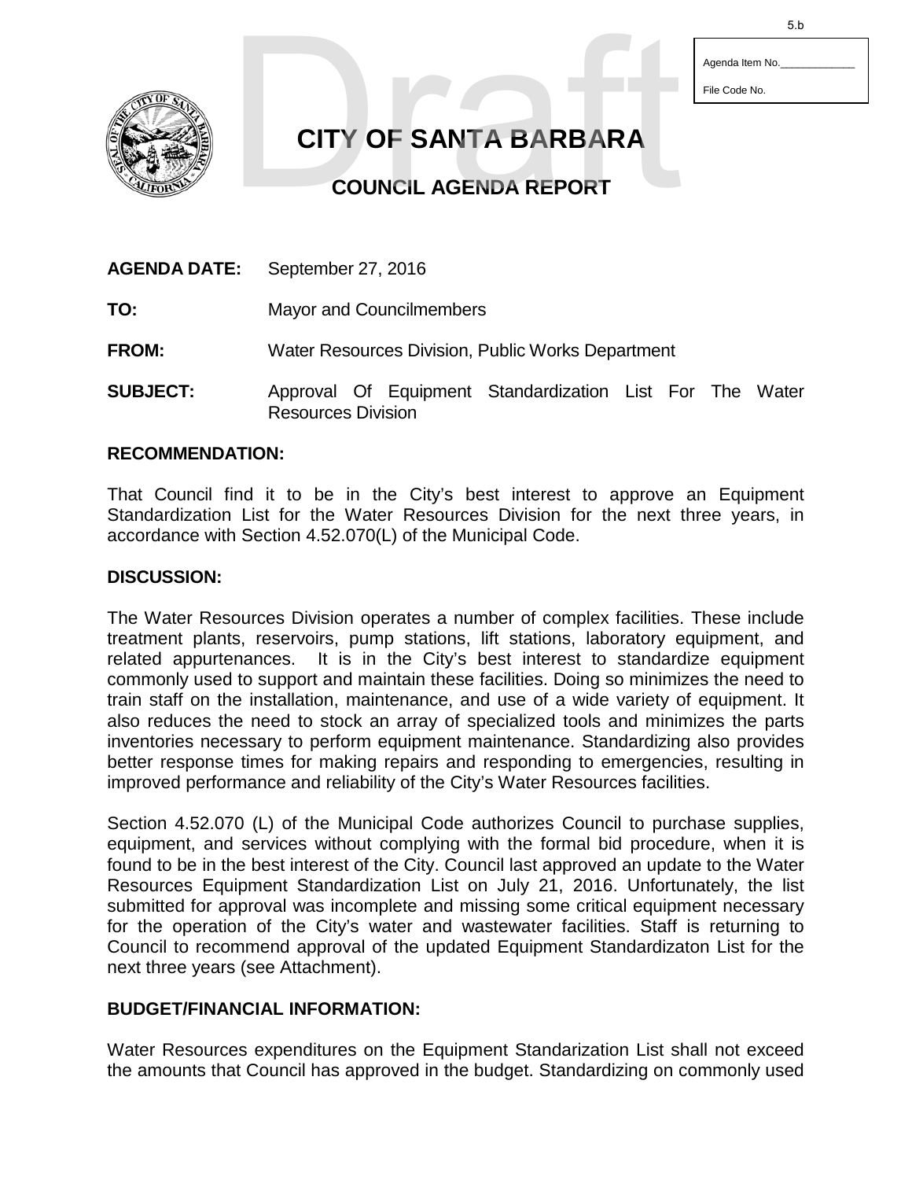Agenda Item No.\_\_\_\_\_\_\_\_\_\_\_\_\_

File Code No.

# CITY OF SANTA BARBARA

## COUNCIL AGENDA REPORT

**AGENDA DATE:** September 27, 2016

**TO:** Mayor and Councilmembers

**FROM:** Water Resources Division, Public Works Department

**SUBJECT:** Approval Of Equipment Standardization List For The Water Resources Division

### RECOMMENDATION:

That Council find it to be in the City's best interest to approve an Equipment Standardization List for the Water Resources Division for the next three years, in accordance with Section 4.52.070(L) of the Municipal Code.

### DISCUSSION:

The Water Resources Division operates a number of complex facilities. These include treatment plants, reservoirs, pump stations, lift stations, laboratory equipment, and related appurtenances. It is in the City's best interest to standardize equipment commonly used to support and maintain these facilities. Doing so minimizes the need to train staff on the installation, maintenance, and use of a wide variety of equipment. It also reduces the need to stock an array of specialized tools and minimizes the parts inventories necessary to perform equipment maintenance. Standardizing also provides better response times for making repairs and responding to emergencies, resulting in improved performance and reliability of the City's Water Resources facilities.

Section 4.52.070 (L) of the Municipal Code authorizes Council to purchase supplies, equipment, and services without complying with the formal bid procedure, when it is found to be in the best interest of the City. Council last approved an update to the Water Resources Equipment Standardization List on July 21, 2016. Unfortunately, the list submitted for approval was incomplete and missing some critical equipment necessary for the operation of the City's water and wastewater facilities. Staff is returning to Council to recommend approval of the updated Equipment Standardizaton List for the next three years (see Attachment).

### BUDGET/FINANCIAL INFORMATION:

Water Resources expenditures on the Equipment Standarization List shall not exceed the amounts that Council has approved in the budget. Standardizing on commonly used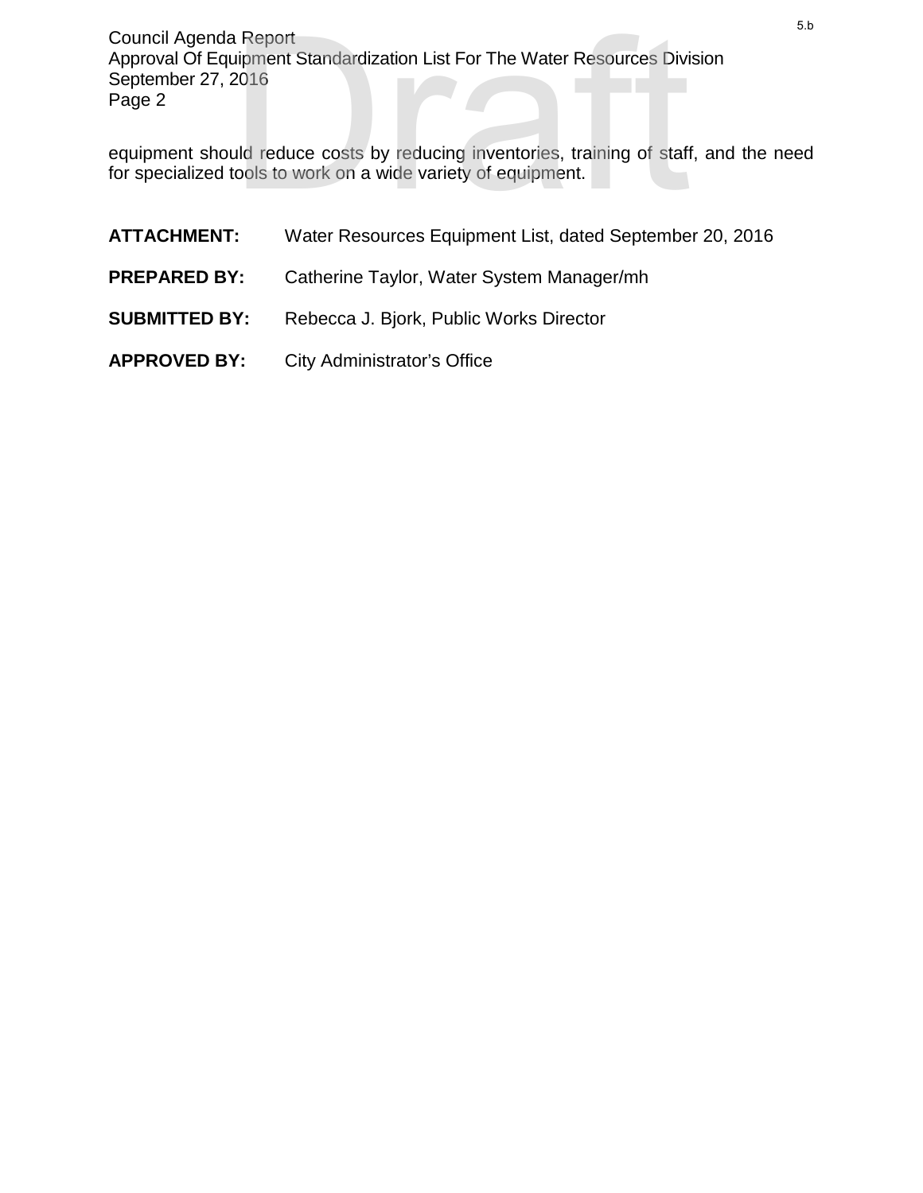equipment should reduce costs by reducing inventories, training of staff, and the need for specialized tools to work on a wide variety of equipment.

**ATTACHMENT:** Water Resources Equipment List, dated September 20, 2016

**PREPARED BY:** Catherine Taylor, Water System Manager/mh

**SUBMITTED BY:** Rebecca J. Bjork, Public Works Director

**APPROVED BY:** City Administrator's Office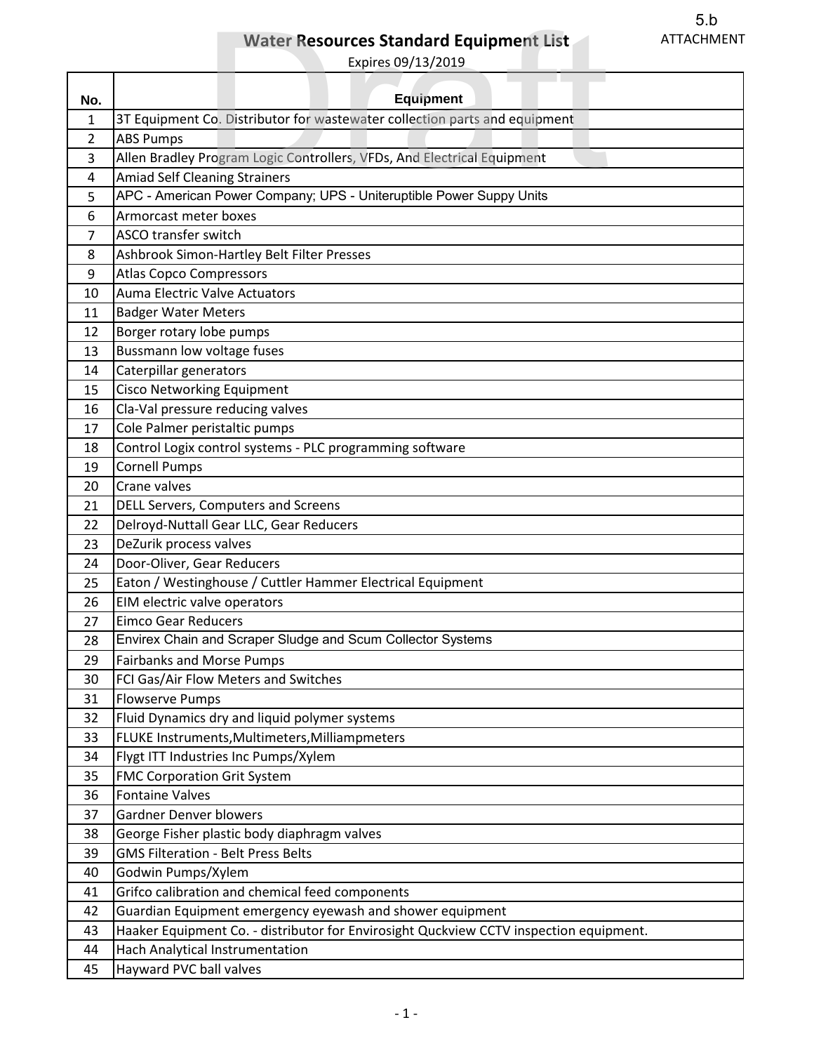5.b
ATTACHMENT

# Water Resources Standard Equipment List

Expires 09/13/2019

| No. | Equipment |
|---|---|
| 1 | 3T Equipment Co. Distributor for wastewater collection parts and equipment |
| 2 | ABS Pumps |
| 3 | Allen Bradley Program Logic Controllers, VFDs, And Electrical Equipment |
| 4 | Amiad Self Cleaning Strainers |
| 5 | APC - American Power Company; UPS - Uniteruptible Power Suppy Units |
| 6 | Armorcast meter boxes |
| 7 | ASCO transfer switch |
| 8 | Ashbrook Simon-Hartley Belt Filter Presses |
| 9 | Atlas Copco Compressors |
| 10 | Auma Electric Valve Actuators |
| 11 | Badger Water Meters |
| 12 | Borger rotary lobe pumps |
| 13 | Bussmann low voltage fuses |
| 14 | Caterpillar generators |
| 15 | Cisco Networking Equipment |
| 16 | Cla-Val pressure reducing valves |
| 17 | Cole Palmer peristaltic pumps |
| 18 | Control Logix control systems - PLC programming software |
| 19 | Cornell Pumps |
| 20 | Crane valves |
| 21 | DELL Servers, Computers and Screens |
| 22 | Delroyd-Nuttall Gear LLC, Gear Reducers |
| 23 | DeZurik process valves |
| 24 | Door-Oliver, Gear Reducers |
| 25 | Eaton / Westinghouse / Cuttler Hammer Electrical Equipment |
| 26 | EIM electric valve operators |
| 27 | Eimco Gear Reducers |
| 28 | Envirex Chain and Scraper Sludge and Scum Collector Systems |
| 29 | Fairbanks and Morse Pumps |
| 30 | FCI Gas/Air Flow Meters and Switches |
| 31 | Flowserve Pumps |
| 32 | Fluid Dynamics dry and liquid polymer systems |
| 33 | FLUKE Instruments,Multimeters,Milliampmeters |
| 34 | Flygt ITT Industries Inc Pumps/Xylem |
| 35 | FMC Corporation Grit System |
| 36 | Fontaine Valves |
| 37 | Gardner Denver blowers |
| 38 | George Fisher plastic body diaphragm valves |
| 39 | GMS Filteration - Belt Press Belts |
| 40 | Godwin Pumps/Xylem |
| 41 | Grifco calibration and chemical feed components |
| 42 | Guardian Equipment emergency eyewash and shower equipment |
| 43 | Haaker Equipment Co. - distributor for Envirosight Quckview CCTV inspection equipment. |
| 44 | Hach Analytical Instrumentation |
| 45 | Hayward PVC ball valves |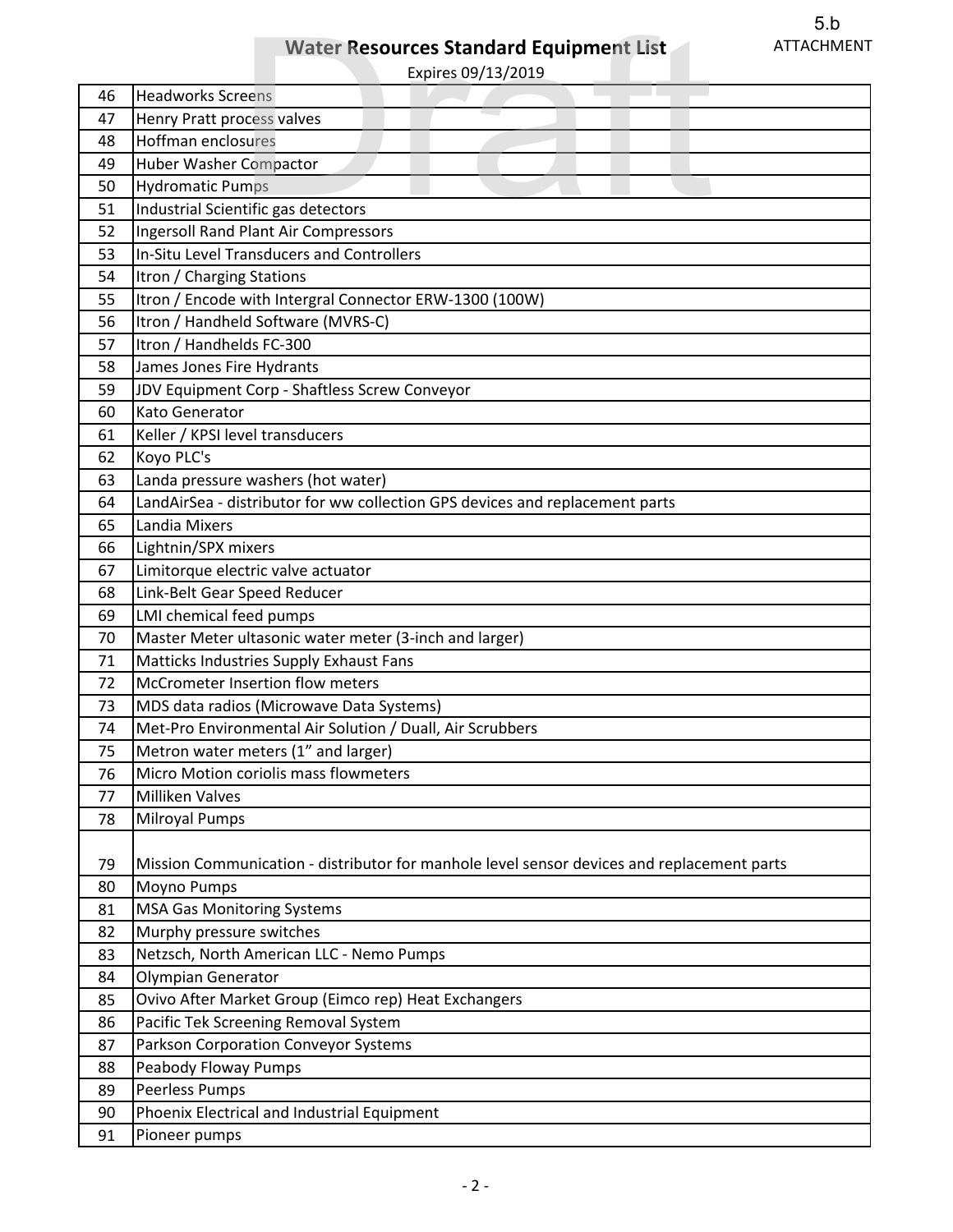# Water Resources Standard Equipment List

Expires 09/13/2019

| | |
|---|---|
| 46 | Headworks Screens |
| 47 | Henry Pratt process valves |
| 48 | Hoffman enclosures |
| 49 | Huber Washer Compactor |
| 50 | Hydromatic Pumps |
| 51 | Industrial Scientific gas detectors |
| 52 | Ingersoll Rand Plant Air Compressors |
| 53 | In-Situ Level Transducers and Controllers |
| 54 | Itron / Charging Stations |
| 55 | Itron / Encode with Intergral Connector ERW-1300 (100W) |
| 56 | Itron / Handheld Software (MVRS-C) |
| 57 | Itron / Handhelds FC-300 |
| 58 | James Jones Fire Hydrants |
| 59 | JDV Equipment Corp - Shaftless Screw Conveyor |
| 60 | Kato Generator |
| 61 | Keller / KPSI level transducers |
| 62 | Koyo PLC's |
| 63 | Landa pressure washers (hot water) |
| 64 | LandAirSea - distributor for ww collection GPS devices and replacement parts |
| 65 | Landia Mixers |
| 66 | Lightnin/SPX mixers |
| 67 | Limitorque electric valve actuator |
| 68 | Link-Belt Gear Speed Reducer |
| 69 | LMI chemical feed pumps |
| 70 | Master Meter ultasonic water meter (3-inch and larger) |
| 71 | Matticks Industries Supply Exhaust Fans |
| 72 | McCrometer Insertion flow meters |
| 73 | MDS data radios (Microwave Data Systems) |
| 74 | Met-Pro Environmental Air Solution / Duall, Air Scrubbers |
| 75 | Metron water meters (1" and larger) |
| 76 | Micro Motion coriolis mass flowmeters |
| 77 | Milliken Valves |
| 78 | Milroyal Pumps |
| 79 | Mission Communication - distributor for manhole level sensor devices and replacement parts |
| 80 | Moyno Pumps |
| 81 | MSA Gas Monitoring Systems |
| 82 | Murphy pressure switches |
| 83 | Netzsch, North American LLC - Nemo Pumps |
| 84 | Olympian Generator |
| 85 | Ovivo After Market Group (Eimco rep) Heat Exchangers |
| 86 | Pacific Tek Screening Removal System |
| 87 | Parkson Corporation Conveyor Systems |
| 88 | Peabody Floway Pumps |
| 89 | Peerless Pumps |
| 90 | Phoenix Electrical and Industrial Equipment |
| 91 | Pioneer pumps |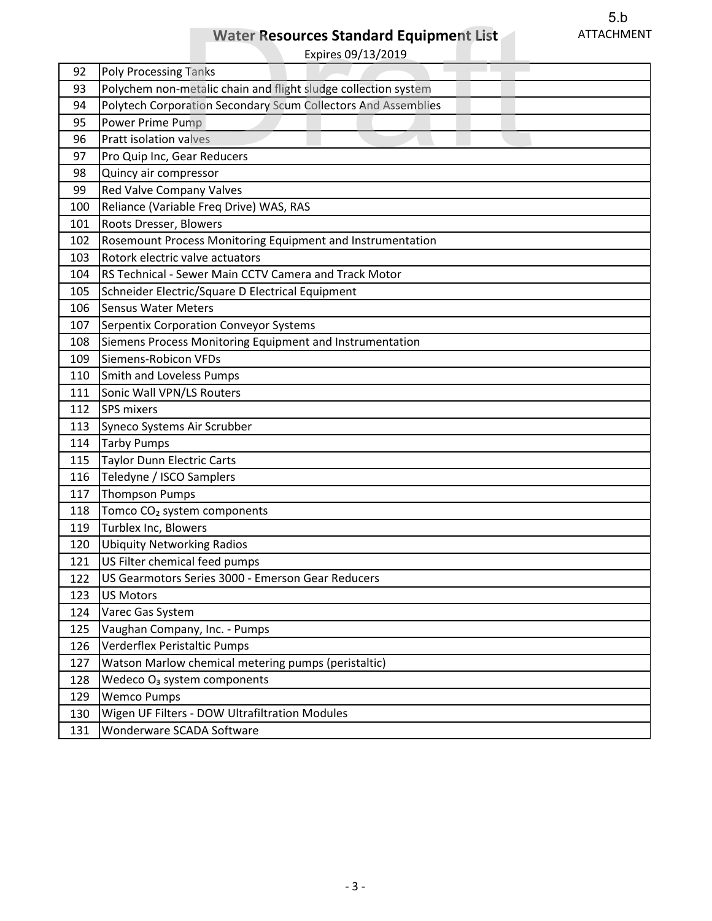5.b
ATTACHMENT

# Water Resources Standard Equipment List

Expires 09/13/2019

| | |
|---|---|
| 92 | Poly Processing Tanks |
| 93 | Polychem non-metalic chain and flight sludge collection system |
| 94 | Polytech Corporation Secondary Scum Collectors And Assemblies |
| 95 | Power Prime Pump |
| 96 | Pratt isolation valves |
| 97 | Pro Quip Inc, Gear Reducers |
| 98 | Quincy air compressor |
| 99 | Red Valve Company Valves |
| 100 | Reliance (Variable Freq Drive) WAS, RAS |
| 101 | Roots Dresser, Blowers |
| 102 | Rosemount Process Monitoring Equipment and Instrumentation |
| 103 | Rotork electric valve actuators |
| 104 | RS Technical - Sewer Main CCTV Camera and Track Motor |
| 105 | Schneider Electric/Square D Electrical Equipment |
| 106 | Sensus Water Meters |
| 107 | Serpentix Corporation Conveyor Systems |
| 108 | Siemens Process Monitoring Equipment and Instrumentation |
| 109 | Siemens-Robicon VFDs |
| 110 | Smith and Loveless Pumps |
| 111 | Sonic Wall VPN/LS Routers |
| 112 | SPS mixers |
| 113 | Syneco Systems Air Scrubber |
| 114 | Tarby Pumps |
| 115 | Taylor Dunn Electric Carts |
| 116 | Teledyne / ISCO Samplers |
| 117 | Thompson Pumps |
| 118 | Tomco $CO_2$ system components |
| 119 | Turblex Inc, Blowers |
| 120 | Ubiquity Networking Radios |
| 121 | US Filter chemical feed pumps |
| 122 | US Gearmotors Series 3000 - Emerson Gear Reducers |
| 123 | US Motors |
| 124 | Varec Gas System |
| 125 | Vaughan Company, Inc. - Pumps |
| 126 | Verderflex Peristaltic Pumps |
| 127 | Watson Marlow chemical metering pumps (peristaltic) |
| 128 | Wedeco $O_3$ system components |
| 129 | Wemco Pumps |
| 130 | Wigen UF Filters - DOW Ultrafiltration Modules |
| 131 | Wonderware SCADA Software |